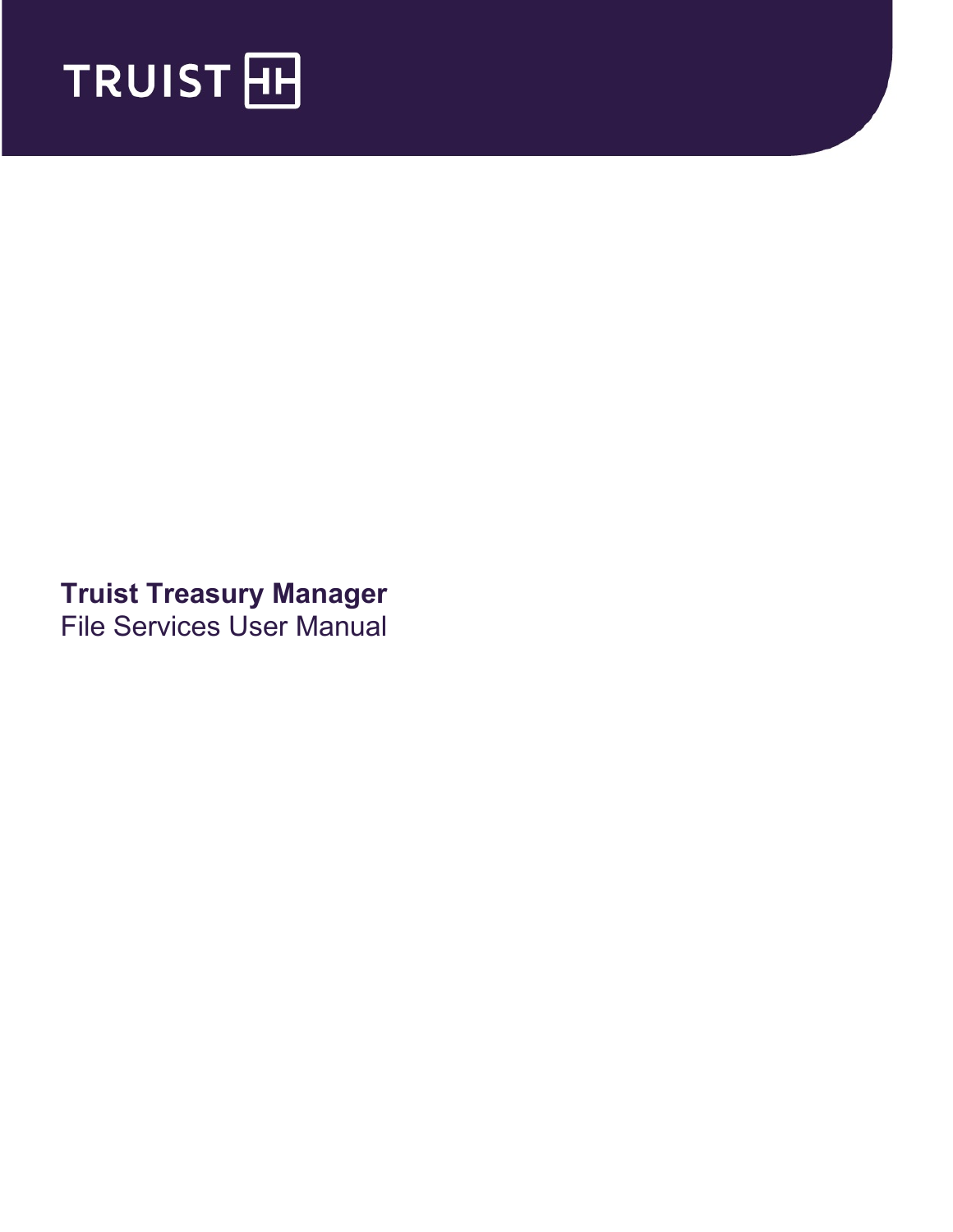TRUIST

**Truist Treasury Manager**
File Services User Manual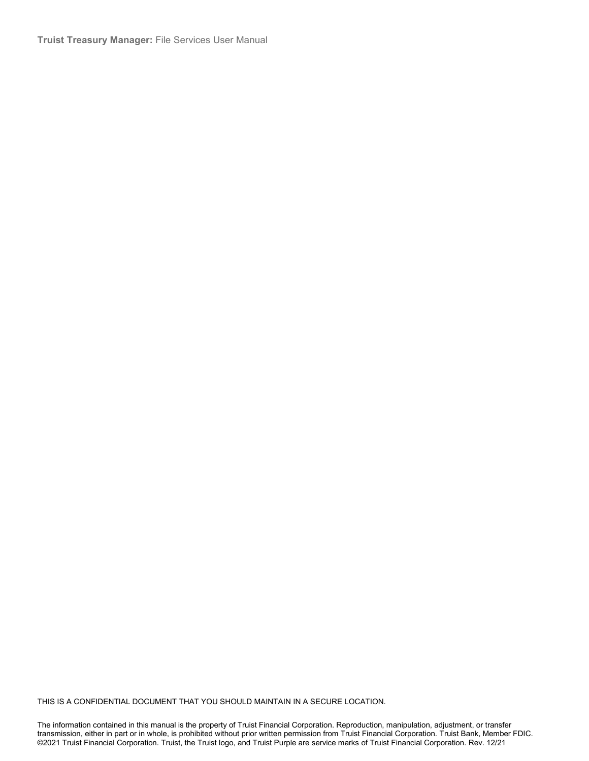THIS IS A CONFIDENTIAL DOCUMENT THAT YOU SHOULD MAINTAIN IN A SECURE LOCATION.

The information contained in this manual is the property of Truist Financial Corporation. Reproduction, manipulation, adjustment, or transfer transmission, either in part or in whole, is prohibited without prior written permission from Truist Financial Corporation. Truist Bank, Member FDIC. ©2021 Truist Financial Corporation. Truist, the Truist logo, and Truist Purple are service marks of Truist Financial Corporation. Rev. 12/21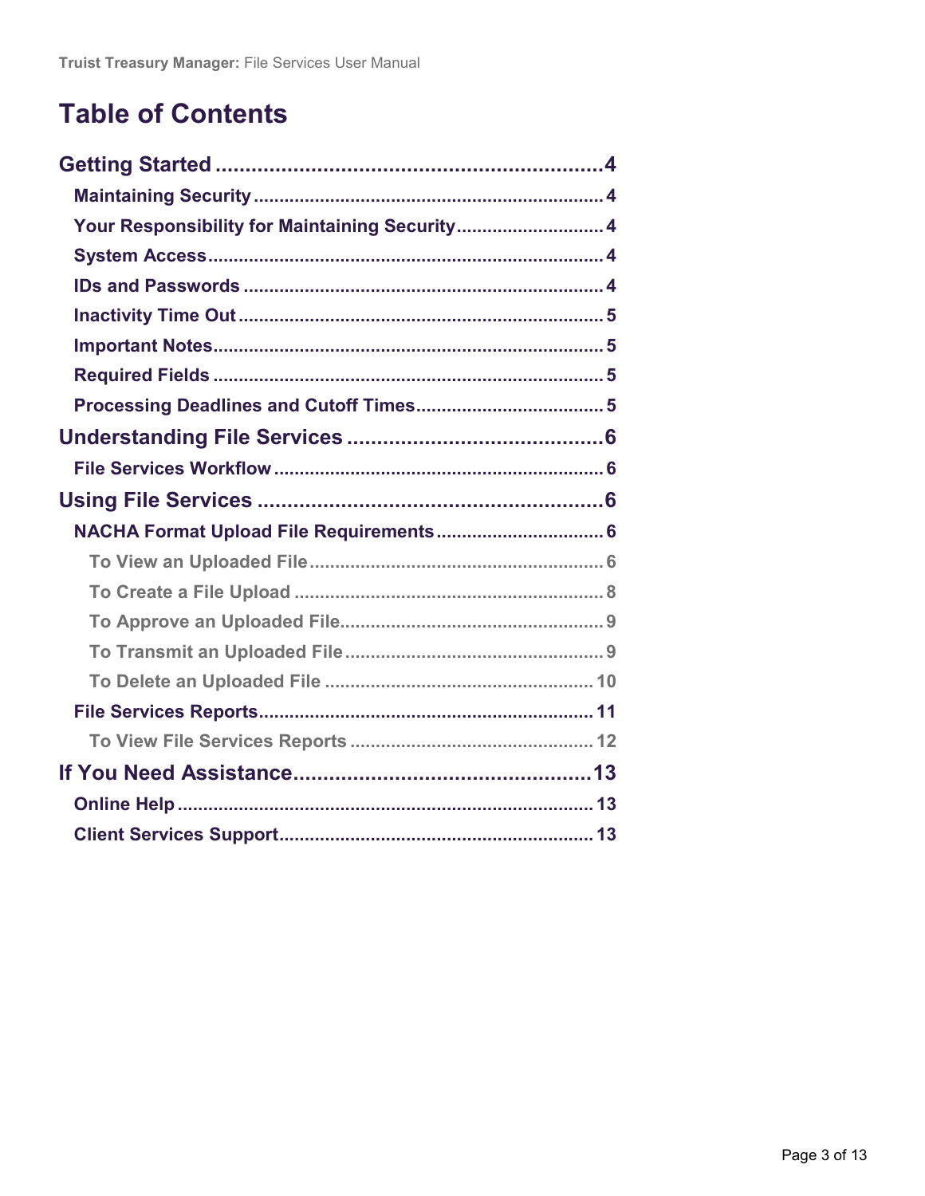# Table of Contents

**Getting Started** ............................................................ 4

- **Maintaining Security** ............................................................ 4
- **Your Responsibility for Maintaining Security** ............................................................ 4
- **System Access** ............................................................ 4
- **IDs and Passwords** ............................................................ 4
- **Inactivity Time Out** ............................................................ 5
- **Important Notes** ............................................................ 5
- **Required Fields** ............................................................ 5
- **Processing Deadlines and Cutoff Times** ............................................................ 5

**Understanding File Services** ............................................................ 6

- **File Services Workflow** ............................................................ 6

**Using File Services** ............................................................ 6

- **NACHA Format Upload File Requirements** ............................................................ 6
  - To View an Uploaded File ............................................................ 6
  - To Create a File Upload ............................................................ 8
  - To Approve an Uploaded File ............................................................ 9
  - To Transmit an Uploaded File ............................................................ 9
  - To Delete an Uploaded File ............................................................ 10
- **File Services Reports** ............................................................ 11
  - To View File Services Reports ............................................................ 12

**If You Need Assistance** ............................................................ 13

- **Online Help** ............................................................ 13
- **Client Services Support** ............................................................ 13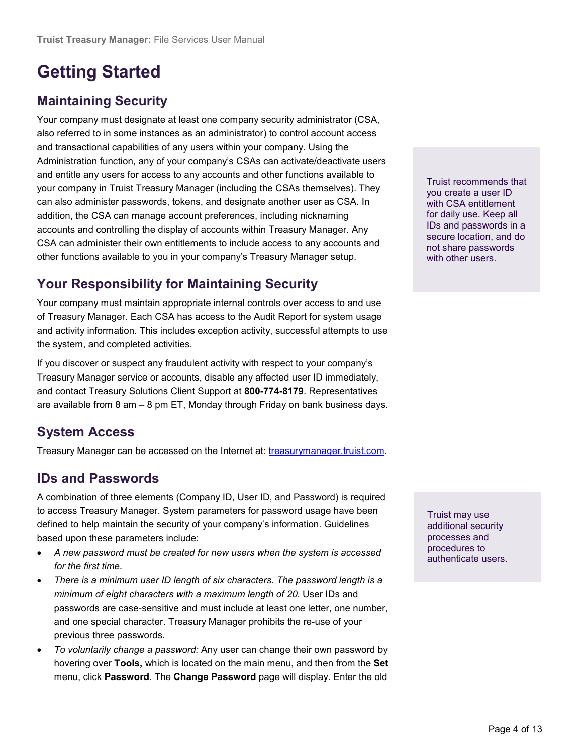# Getting Started

## Maintaining Security

Your company must designate at least one company security administrator (CSA, also referred to in some instances as an administrator) to control account access and transactional capabilities of any users within your company. Using the Administration function, any of your company's CSAs can activate/deactivate users and entitle any users for access to any accounts and other functions available to your company in Truist Treasury Manager (including the CSAs themselves). They can also administer passwords, tokens, and designate another user as CSA. In addition, the CSA can manage account preferences, including nicknaming accounts and controlling the display of accounts within Treasury Manager. Any CSA can administer their own entitlements to include access to any accounts and other functions available to you in your company's Treasury Manager setup.

Truist recommends that you create a user ID with CSA entitlement for daily use. Keep all IDs and passwords in a secure location, and do not share passwords with other users.

## Your Responsibility for Maintaining Security

Your company must maintain appropriate internal controls over access to and use of Treasury Manager. Each CSA has access to the Audit Report for system usage and activity information. This includes exception activity, successful attempts to use the system, and completed activities.

If you discover or suspect any fraudulent activity with respect to your company's Treasury Manager service or accounts, disable any affected user ID immediately, and contact Treasury Solutions Client Support at **800-774-8179**. Representatives are available from 8 am – 8 pm ET, Monday through Friday on bank business days.

## System Access

Treasury Manager can be accessed on the Internet at: treasurymanager.truist.com.

## IDs and Passwords

A combination of three elements (Company ID, User ID, and Password) is required to access Treasury Manager. System parameters for password usage have been defined to help maintain the security of your company's information. Guidelines based upon these parameters include:

Truist may use additional security processes and procedures to authenticate users.

- *A new password must be created for new users when the system is accessed for the first time*.
- *There is a minimum user ID length of six characters. The password length is a minimum of eight characters with a maximum length of 20*. User IDs and passwords are case-sensitive and must include at least one letter, one number, and one special character. Treasury Manager prohibits the re-use of your previous three passwords.
- *To voluntarily change a password:* Any user can change their own password by hovering over **Tools,** which is located on the main menu, and then from the **Set** menu, click **Password**. The **Change Password** page will display. Enter the old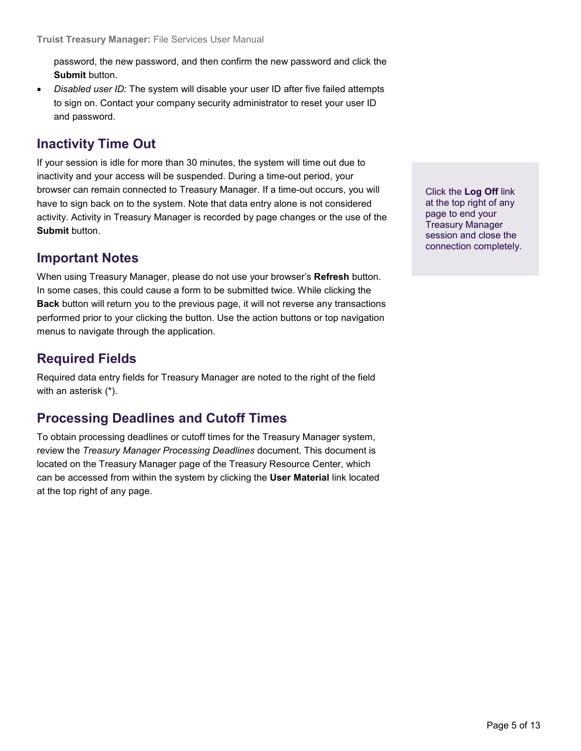password, the new password, and then confirm the new password and click the **Submit** button.

- *Disabled user ID:* The system will disable your user ID after five failed attempts to sign on. Contact your company security administrator to reset your user ID and password.

## Inactivity Time Out

If your session is idle for more than 30 minutes, the system will time out due to inactivity and your access will be suspended. During a time-out period, your browser can remain connected to Treasury Manager. If a time-out occurs, you will have to sign back on to the system. Note that data entry alone is not considered activity. Activity in Treasury Manager is recorded by page changes or the use of the **Submit** button.

Click the **Log Off** link at the top right of any page to end your Treasury Manager session and close the connection completely.

## Important Notes

When using Treasury Manager, please do not use your browser's **Refresh** button. In some cases, this could cause a form to be submitted twice. While clicking the **Back** button will return you to the previous page, it will not reverse any transactions performed prior to your clicking the button. Use the action buttons or top navigation menus to navigate through the application.

## Required Fields

Required data entry fields for Treasury Manager are noted to the right of the field with an asterisk (*).

## Processing Deadlines and Cutoff Times

To obtain processing deadlines or cutoff times for the Treasury Manager system, review the *Treasury Manager Processing Deadlines* document. This document is located on the Treasury Manager page of the Treasury Resource Center, which can be accessed from within the system by clicking the **User Material** link located at the top right of any page.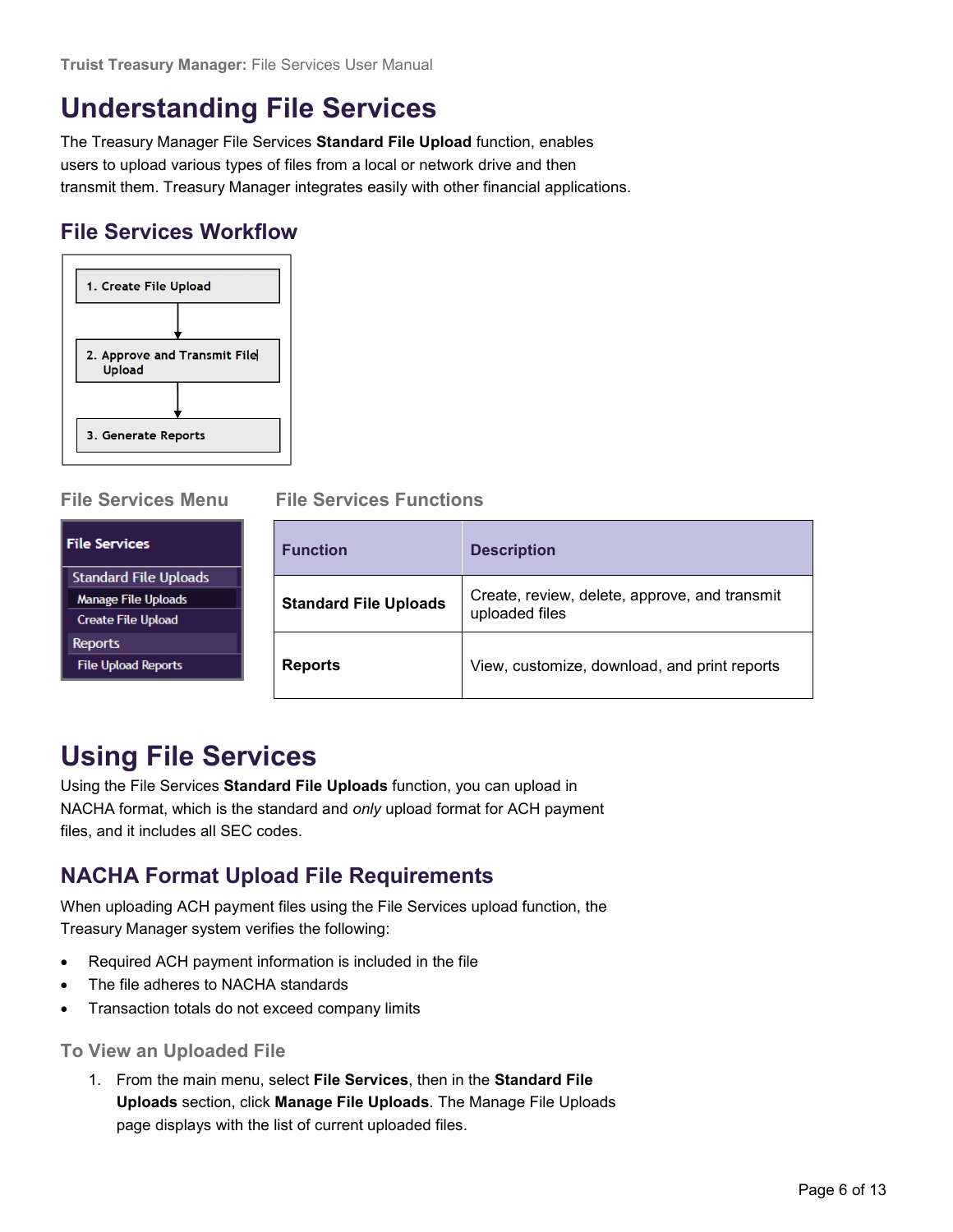# Understanding File Services

The Treasury Manager File Services **Standard File Upload** function, enables users to upload various types of files from a local or network drive and then transmit them. Treasury Manager integrates easily with other financial applications.

## File Services Workflow

1. Create File Upload
2. Approve and Transmit File Upload
3. Generate Reports

### File Services Menu

File Services
- Standard File Uploads
  - Manage File Uploads
  - Create File Upload
- Reports
  - File Upload Reports

### File Services Functions

| Function | Description |
|---|---|
| **Standard File Uploads** | Create, review, delete, approve, and transmit uploaded files |
| **Reports** | View, customize, download, and print reports |

# Using File Services

Using the File Services **Standard File Uploads** function, you can upload in NACHA format, which is the standard and *only* upload format for ACH payment files, and it includes all SEC codes.

## NACHA Format Upload File Requirements

When uploading ACH payment files using the File Services upload function, the Treasury Manager system verifies the following:

- Required ACH payment information is included in the file
- The file adheres to NACHA standards
- Transaction totals do not exceed company limits

### To View an Uploaded File

1. From the main menu, select **File Services**, then in the **Standard File Uploads** section, click **Manage File Uploads**. The Manage File Uploads page displays with the list of current uploaded files.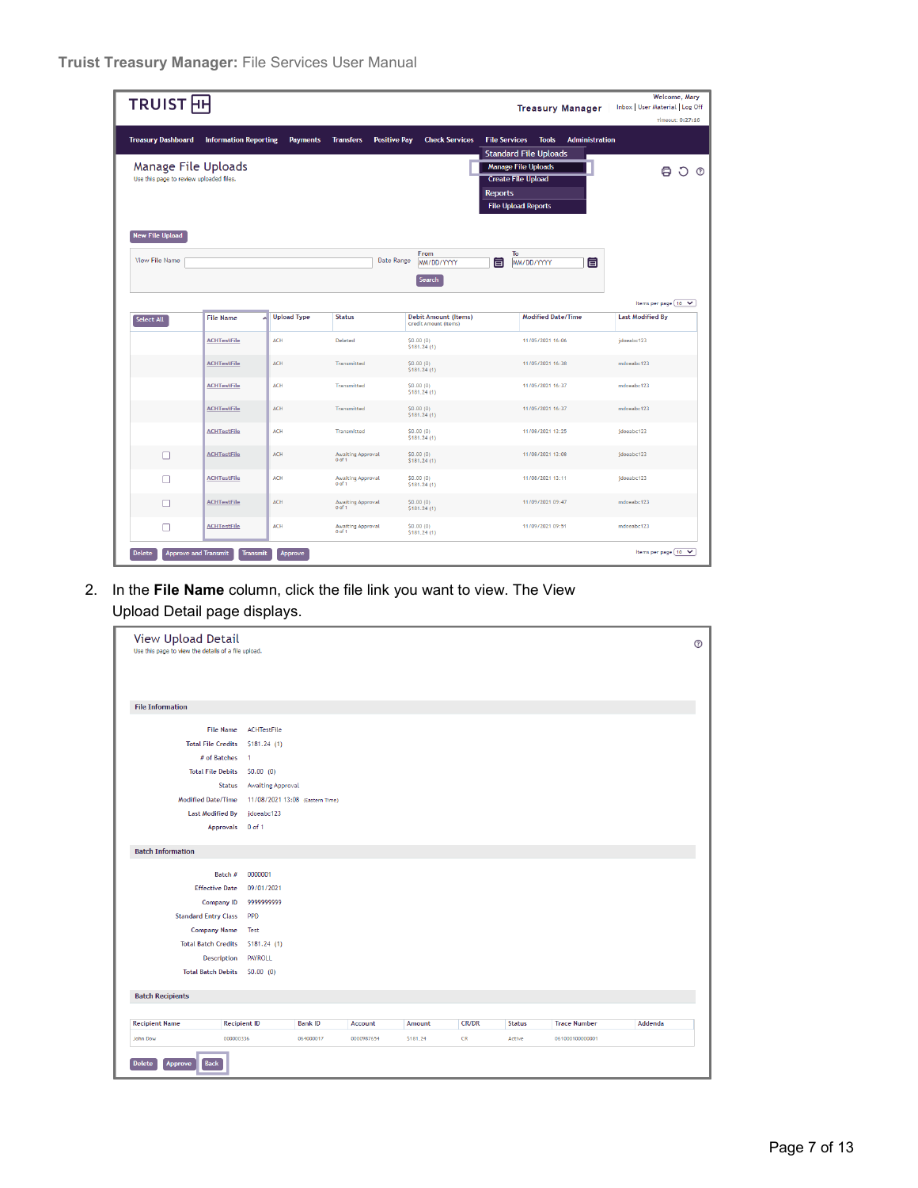2. In the **File Name** column, click the file link you want to view. The View Upload Detail page displays.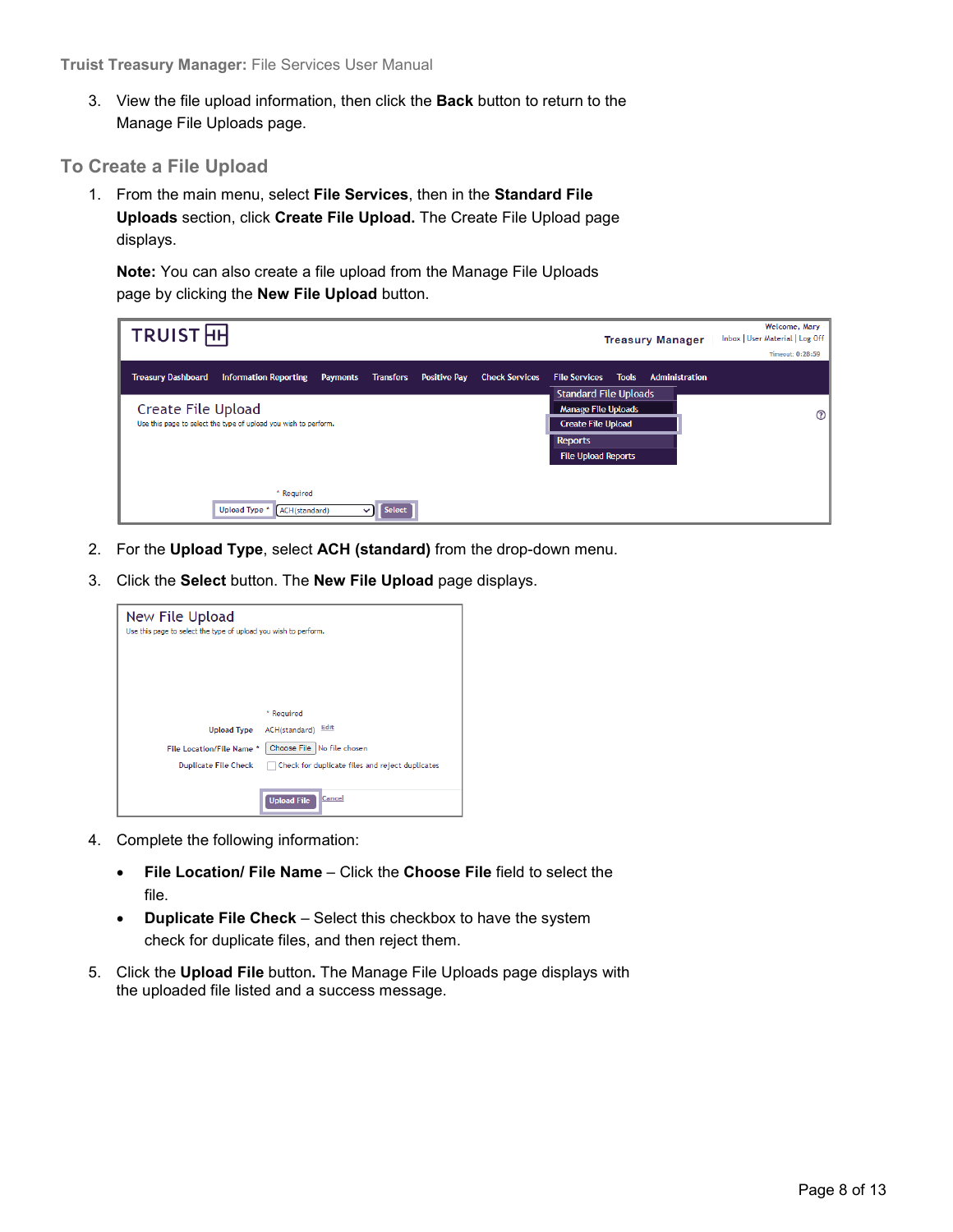3. View the file upload information, then click the **Back** button to return to the Manage File Uploads page.

## To Create a File Upload

1. From the main menu, select **File Services**, then in the **Standard File Uploads** section, click **Create File Upload.** The Create File Upload page displays.

   **Note:** You can also create a file upload from the Manage File Uploads page by clicking the **New File Upload** button.

2. For the **Upload Type**, select **ACH (standard)** from the drop-down menu.
3. Click the **Select** button. The **New File Upload** page displays.
4. Complete the following information:
   - **File Location/ File Name** – Click the **Choose File** field to select the file.
   - **Duplicate File Check** – Select this checkbox to have the system check for duplicate files, and then reject them.
5. Click the **Upload File** button**.** The Manage File Uploads page displays with the uploaded file listed and a success message.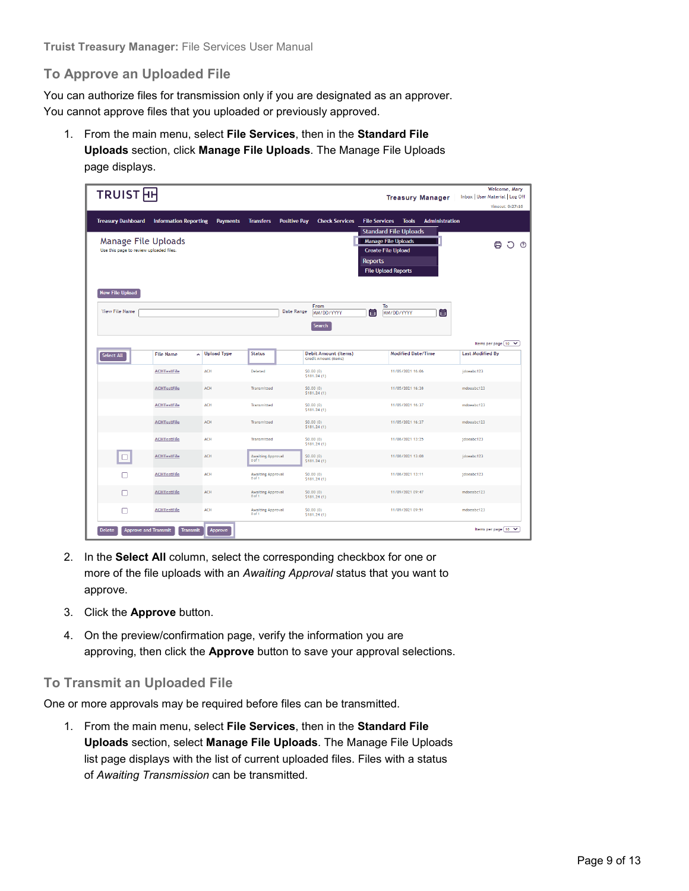## To Approve an Uploaded File

You can authorize files for transmission only if you are designated as an approver. You cannot approve files that you uploaded or previously approved.

1. From the main menu, select **File Services**, then in the **Standard File Uploads** section, click **Manage File Uploads**. The Manage File Uploads page displays.
2. In the **Select All** column, select the corresponding checkbox for one or more of the file uploads with an *Awaiting Approval* status that you want to approve.
3. Click the **Approve** button.
4. On the preview/confirmation page, verify the information you are approving, then click the **Approve** button to save your approval selections.

## To Transmit an Uploaded File

One or more approvals may be required before files can be transmitted.

1. From the main menu, select **File Services**, then in the **Standard File Uploads** section, select **Manage File Uploads**. The Manage File Uploads list page displays with the list of current uploaded files. Files with a status of *Awaiting Transmission* can be transmitted.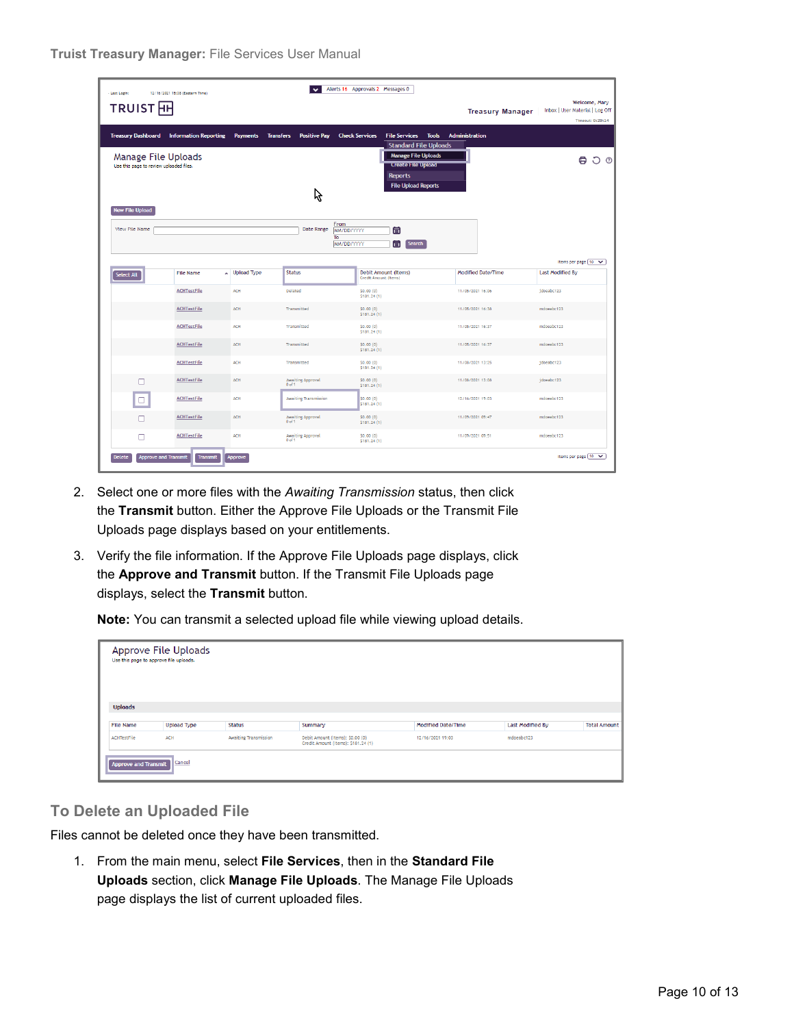2. Select one or more files with the *Awaiting Transmission* status, then click the **Transmit** button. Either the Approve File Uploads or the Transmit File Uploads page displays based on your entitlements.

3. Verify the file information. If the Approve File Uploads page displays, click the **Approve and Transmit** button. If the Transmit File Uploads page displays, select the **Transmit** button.

   **Note:** You can transmit a selected upload file while viewing upload details.

## To Delete an Uploaded File

Files cannot be deleted once they have been transmitted.

1. From the main menu, select **File Services**, then in the **Standard File Uploads** section, click **Manage File Uploads**. The Manage File Uploads page displays the list of current uploaded files.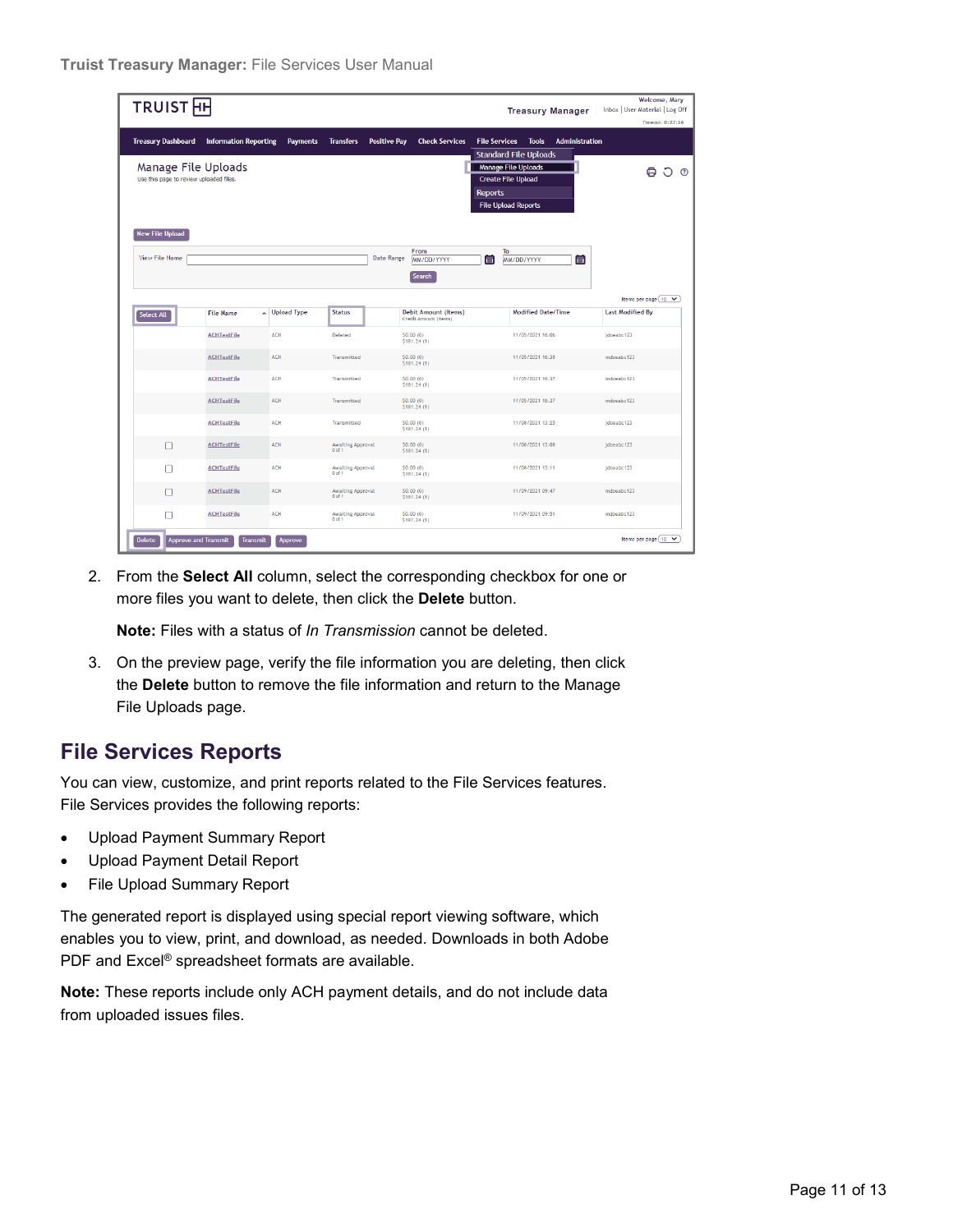2. From the **Select All** column, select the corresponding checkbox for one or more files you want to delete, then click the **Delete** button.

   **Note:** Files with a status of *In Transmission* cannot be deleted.

3. On the preview page, verify the file information you are deleting, then click the **Delete** button to remove the file information and return to the Manage File Uploads page.

## File Services Reports

You can view, customize, and print reports related to the File Services features. File Services provides the following reports:

- Upload Payment Summary Report
- Upload Payment Detail Report
- File Upload Summary Report

The generated report is displayed using special report viewing software, which enables you to view, print, and download, as needed. Downloads in both Adobe PDF and Excel® spreadsheet formats are available.

**Note:** These reports include only ACH payment details, and do not include data from uploaded issues files.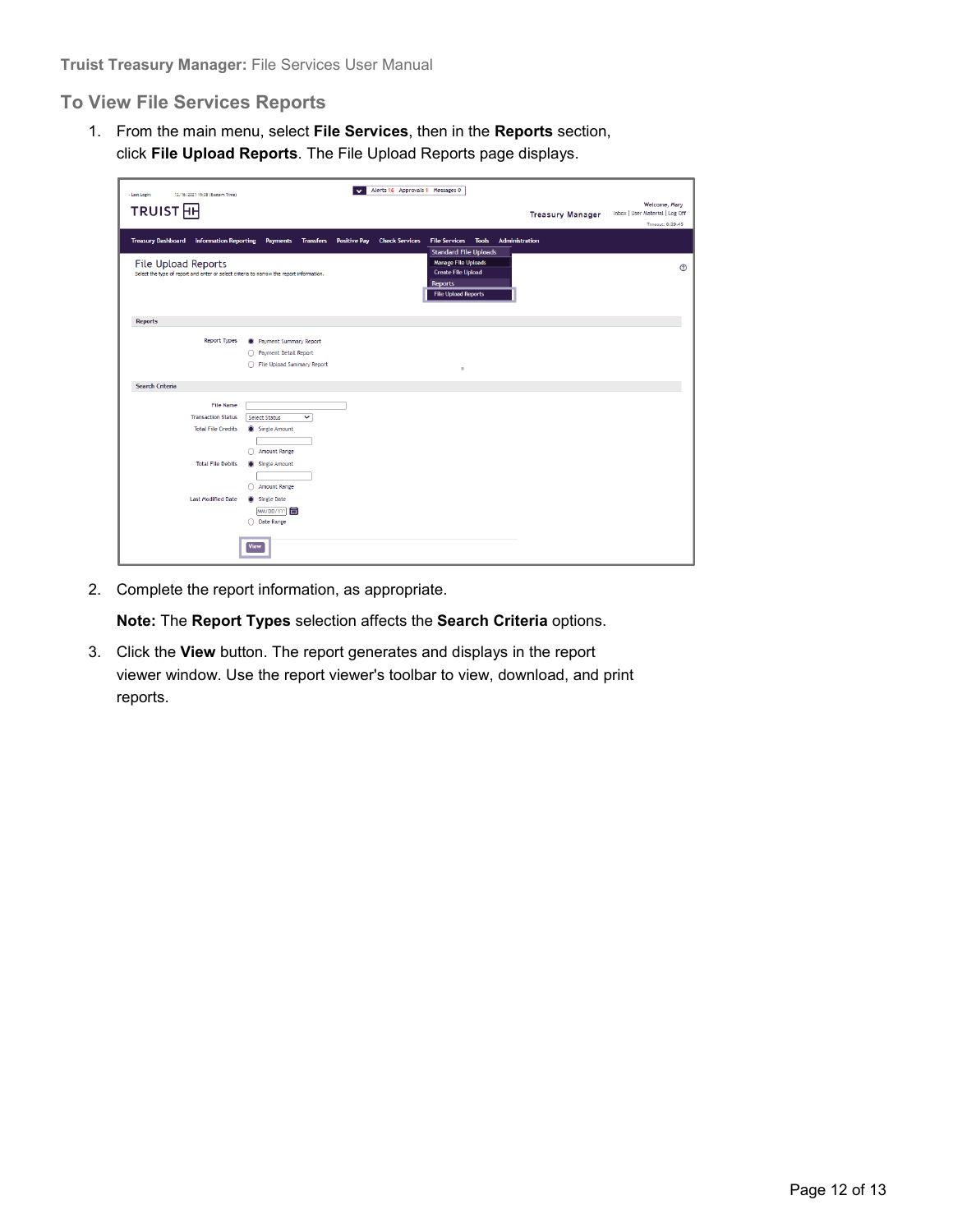## To View File Services Reports

1. From the main menu, select **File Services**, then in the **Reports** section, click **File Upload Reports**. The File Upload Reports page displays.

2. Complete the report information, as appropriate.

   **Note:** The **Report Types** selection affects the **Search Criteria** options.

3. Click the **View** button. The report generates and displays in the report viewer window. Use the report viewer's toolbar to view, download, and print reports.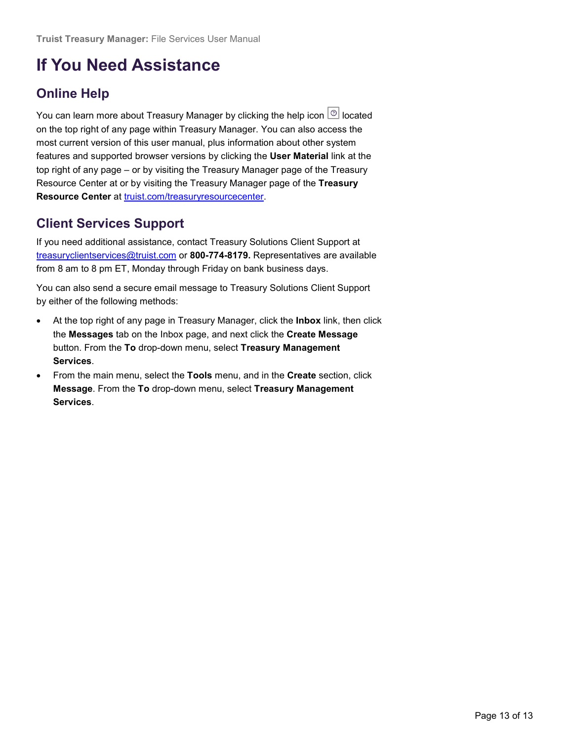# If You Need Assistance

## Online Help

You can learn more about Treasury Manager by clicking the help icon located on the top right of any page within Treasury Manager. You can also access the most current version of this user manual, plus information about other system features and supported browser versions by clicking the **User Material** link at the top right of any page – or by visiting the Treasury Manager page of the Treasury Resource Center at or by visiting the Treasury Manager page of the **Treasury Resource Center** at truist.com/treasuryresourcecenter.

## Client Services Support

If you need additional assistance, contact Treasury Solutions Client Support at treasuryclientservices@truist.com or **800-774-8179.** Representatives are available from 8 am to 8 pm ET, Monday through Friday on bank business days.

You can also send a secure email message to Treasury Solutions Client Support by either of the following methods:

- At the top right of any page in Treasury Manager, click the **Inbox** link, then click the **Messages** tab on the Inbox page, and next click the **Create Message** button. From the **To** drop-down menu, select **Treasury Management Services**.
- From the main menu, select the **Tools** menu, and in the **Create** section, click **Message**. From the **To** drop-down menu, select **Treasury Management Services**.